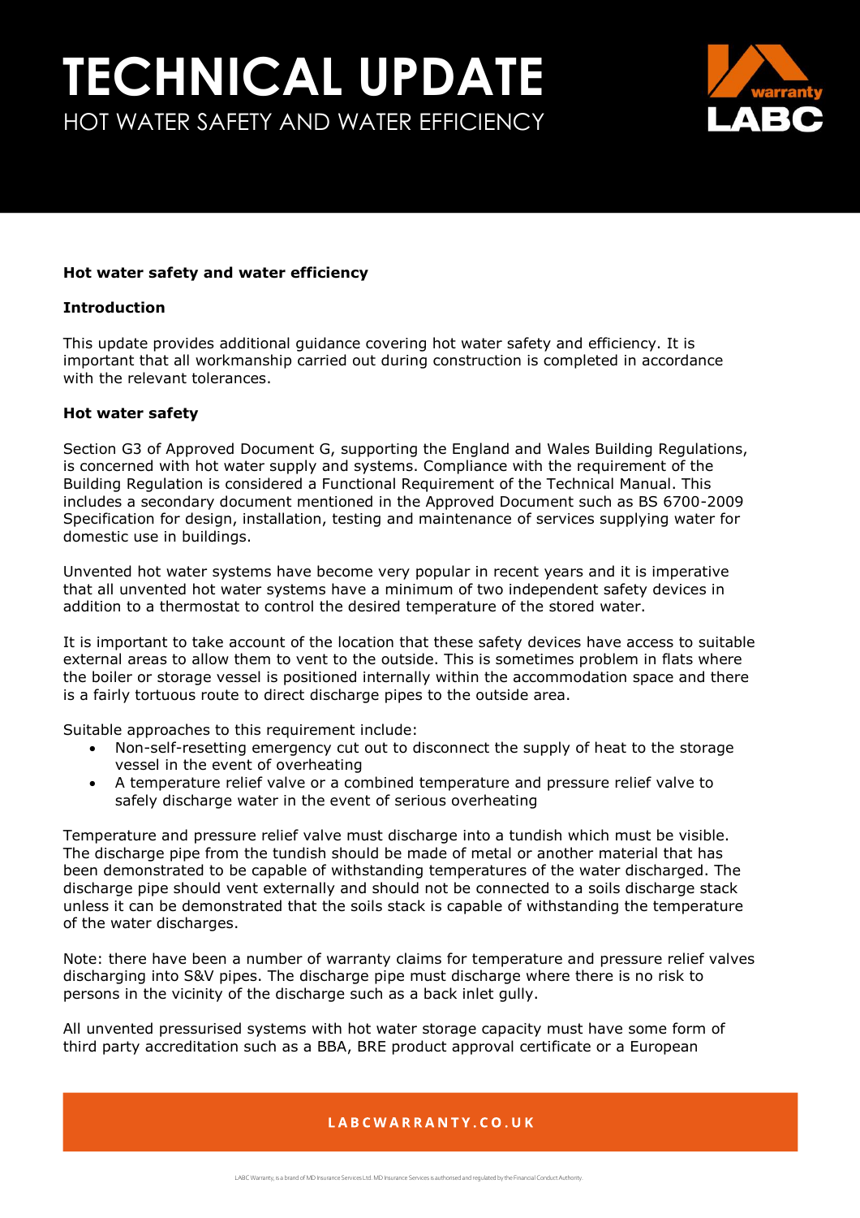# TECHNICAL UPDATE

## HOT WATER SAFETY AND WATER EFFICIENCY

**Hot water safety and water efficiency**

**Introduction**

This update provides additional guidance covering hot water safety and efficiency. It is important that all workmanship carried out during construction is completed in accordance with the relevant tolerances.

**Hot water safety**

Section G3 of Approved Document G, supporting the England and Wales Building Regulations, is concerned with hot water supply and systems. Compliance with the requirement of the Building Regulation is considered a Functional Requirement of the Technical Manual. This includes a secondary document mentioned in the Approved Document such as BS 6700-2009 Specification for design, installation, testing and maintenance of services supplying water for domestic use in buildings.

Unvented hot water systems have become very popular in recent years and it is imperative that all unvented hot water systems have a minimum of two independent safety devices in addition to a thermostat to control the desired temperature of the stored water.

It is important to take account of the location that these safety devices have access to suitable external areas to allow them to vent to the outside. This is sometimes problem in flats where the boiler or storage vessel is positioned internally within the accommodation space and there is a fairly tortuous route to direct discharge pipes to the outside area.

Suitable approaches to this requirement include:

- Non-self-resetting emergency cut out to disconnect the supply of heat to the storage vessel in the event of overheating
- A temperature relief valve or a combined temperature and pressure relief valve to safely discharge water in the event of serious overheating

Temperature and pressure relief valve must discharge into a tundish which must be visible. The discharge pipe from the tundish should be made of metal or another material that has been demonstrated to be capable of withstanding temperatures of the water discharged. The discharge pipe should vent externally and should not be connected to a soils discharge stack unless it can be demonstrated that the soils stack is capable of withstanding the temperature of the water discharges.

Note: there have been a number of warranty claims for temperature and pressure relief valves discharging into S&V pipes. The discharge pipe must discharge where there is no risk to persons in the vicinity of the discharge such as a back inlet gully.

All unvented pressurised systems with hot water storage capacity must have some form of third party accreditation such as a BBA, BRE product approval certificate or a European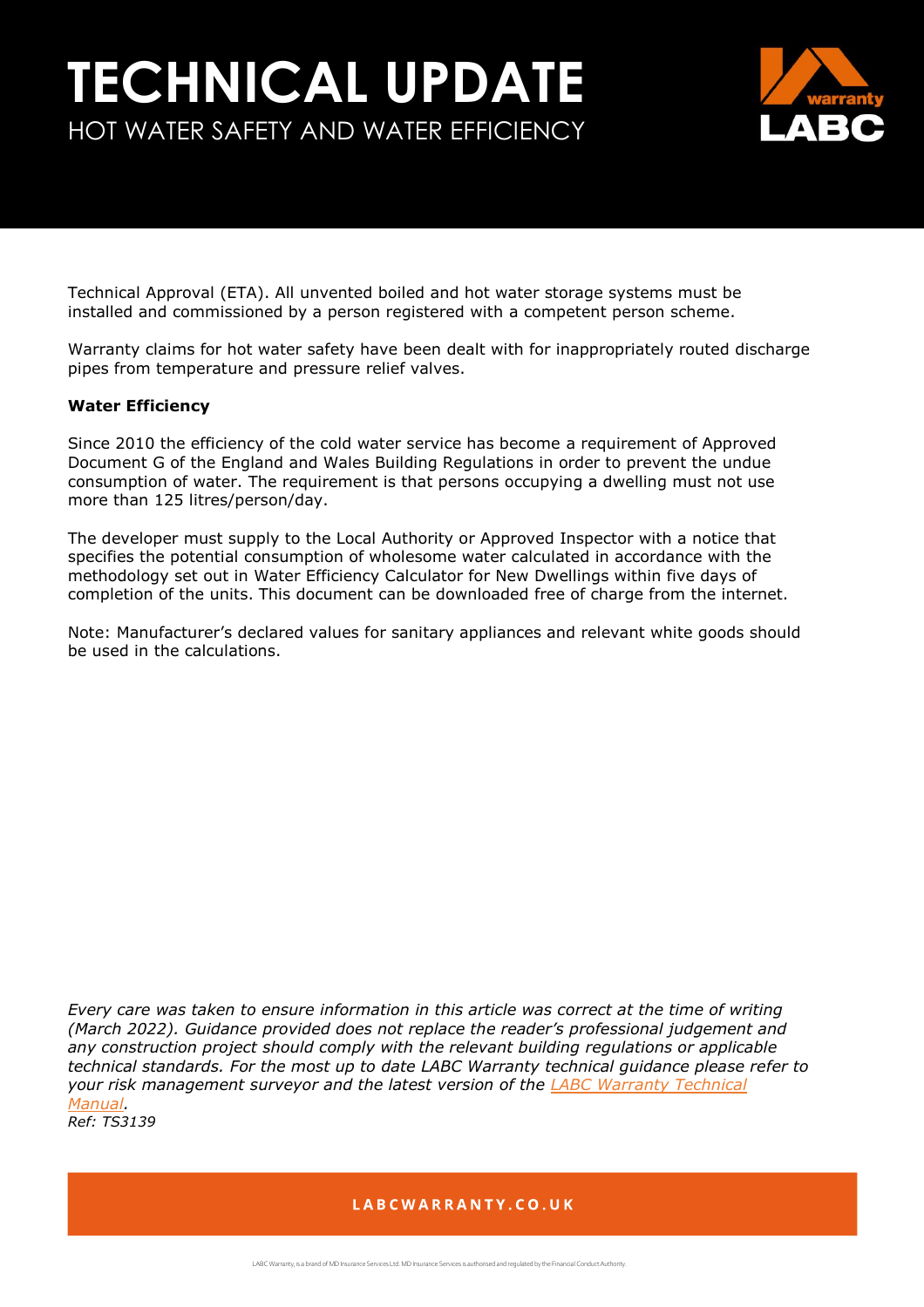Technical Approval (ETA). All unvented boiled and hot water storage systems must be installed and commissioned by a person registered with a competent person scheme.

Warranty claims for hot water safety have been dealt with for inappropriately routed discharge pipes from temperature and pressure relief valves.

**Water Efficiency**

Since 2010 the efficiency of the cold water service has become a requirement of Approved Document G of the England and Wales Building Regulations in order to prevent the undue consumption of water. The requirement is that persons occupying a dwelling must not use more than 125 litres/person/day.

The developer must supply to the Local Authority or Approved Inspector with a notice that specifies the potential consumption of wholesome water calculated in accordance with the methodology set out in Water Efficiency Calculator for New Dwellings within five days of completion of the units. This document can be downloaded free of charge from the internet.

Note: Manufacturer's declared values for sanitary appliances and relevant white goods should be used in the calculations.

*Every care was taken to ensure information in this article was correct at the time of writing (March 2022). Guidance provided does not replace the reader's professional judgement and any construction project should comply with the relevant building regulations or applicable technical standards. For the most up to date LABC Warranty technical guidance please refer to your risk management surveyor and the latest version of the LABC Warranty Technical Manual.*
*Ref: TS3139*

LABCWARRANTY.CO.UK

LABC Warranty, is a brand of MD Insurance Services Ltd. MD Insurance Services is authorised and regulated by the Financial Conduct Authority.